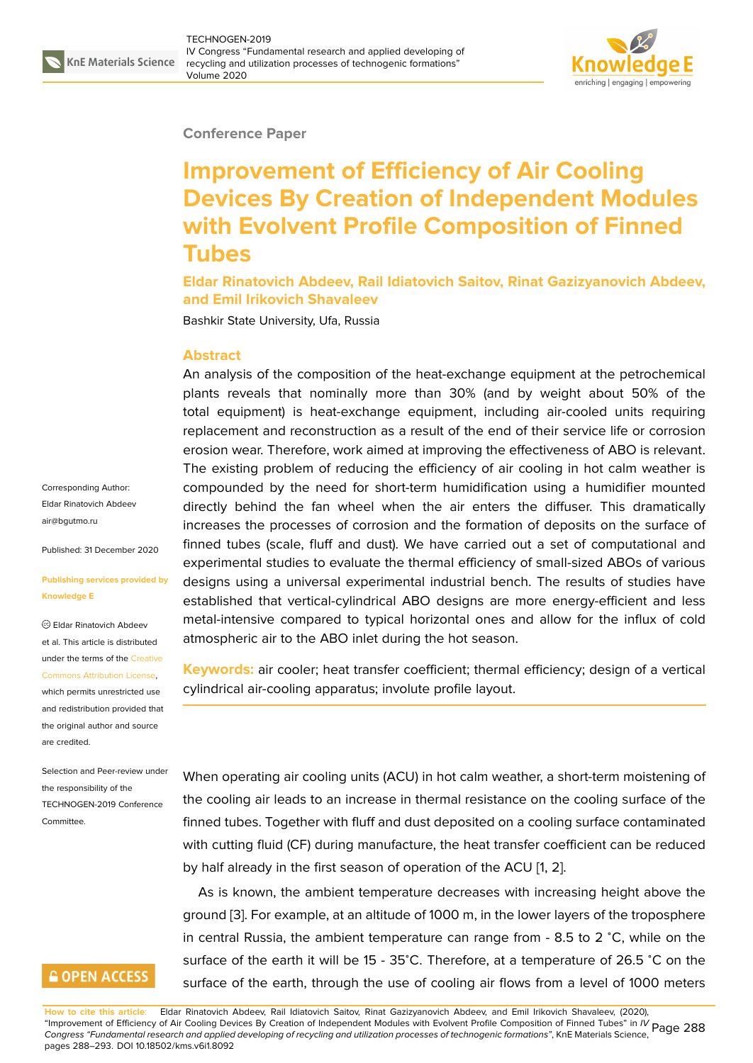**Conference Paper**

# Improvement of Efficiency of Air Cooling Devices By Creation of Independent Modules with Evolvent Profile Composition of Finned Tubes

**Eldar Rinatovich Abdeev, Rail Idiatovich Saitov, Rinat Gazizyanovich Abdeev, and Emil Irikovich Shavaleev**

Bashkir State University, Ufa, Russia

## Abstract

An analysis of the composition of the heat-exchange equipment at the petrochemical plants reveals that nominally more than 30% (and by weight about 50% of the total equipment) is heat-exchange equipment, including air-cooled units requiring replacement and reconstruction as a result of the end of their service life or corrosion erosion wear. Therefore, work aimed at improving the effectiveness of ABO is relevant. The existing problem of reducing the efficiency of air cooling in hot calm weather is compounded by the need for short-term humidification using a humidifier mounted directly behind the fan wheel when the air enters the diffuser. This dramatically increases the processes of corrosion and the formation of deposits on the surface of finned tubes (scale, fluff and dust). We have carried out a set of computational and experimental studies to evaluate the thermal efficiency of small-sized ABOs of various designs using a universal experimental industrial bench. The results of studies have established that vertical-cylindrical ABO designs are more energy-efficient and less metal-intensive compared to typical horizontal ones and allow for the influx of cold atmospheric air to the ABO inlet during the hot season.

**Keywords:** air cooler; heat transfer coefficient; thermal efficiency; design of a vertical cylindrical air-cooling apparatus; involute profile layout.

Corresponding Author: Eldar Rinatovich Abdeev air@bgutmo.ru

Published: 31 December 2020

Publishing services provided by Knowledge E

© Eldar Rinatovich Abdeev et al. This article is distributed under the terms of the Creative Commons Attribution License, which permits unrestricted use and redistribution provided that the original author and source are credited.

Selection and Peer-review under the responsibility of the TECHNOGEN-2019 Conference Committee.

When operating air cooling units (ACU) in hot calm weather, a short-term moistening of the cooling air leads to an increase in thermal resistance on the cooling surface of the finned tubes. Together with fluff and dust deposited on a cooling surface contaminated with cutting fluid (CF) during manufacture, the heat transfer coefficient can be reduced by half already in the first season of operation of the ACU [1, 2].

As is known, the ambient temperature decreases with increasing height above the ground [3]. For example, at an altitude of 1000 m, in the lower layers of the troposphere in central Russia, the ambient temperature can range from - 8.5 to 2 °C, while on the surface of the earth it will be 15 - 35°C. Therefore, at a temperature of 26.5 °C on the surface of the earth, through the use of cooling air flows from a level of 1000 meters

**How to cite this article**: Eldar Rinatovich Abdeev, Rail Idiatovich Saitov, Rinat Gazizyanovich Abdeev, and Emil Irikovich Shavaleev, (2020), "Improvement of Efficiency of Air Cooling Devices By Creation of Independent Modules with Evolvent Profile Composition of Finned Tubes" in *IV Congress "Fundamental research and applied developing of recycling and utilization processes of technogenic formations"*, KnE Materials Science, pages 288–293. DOI 10.18502/kms.v6i1.8092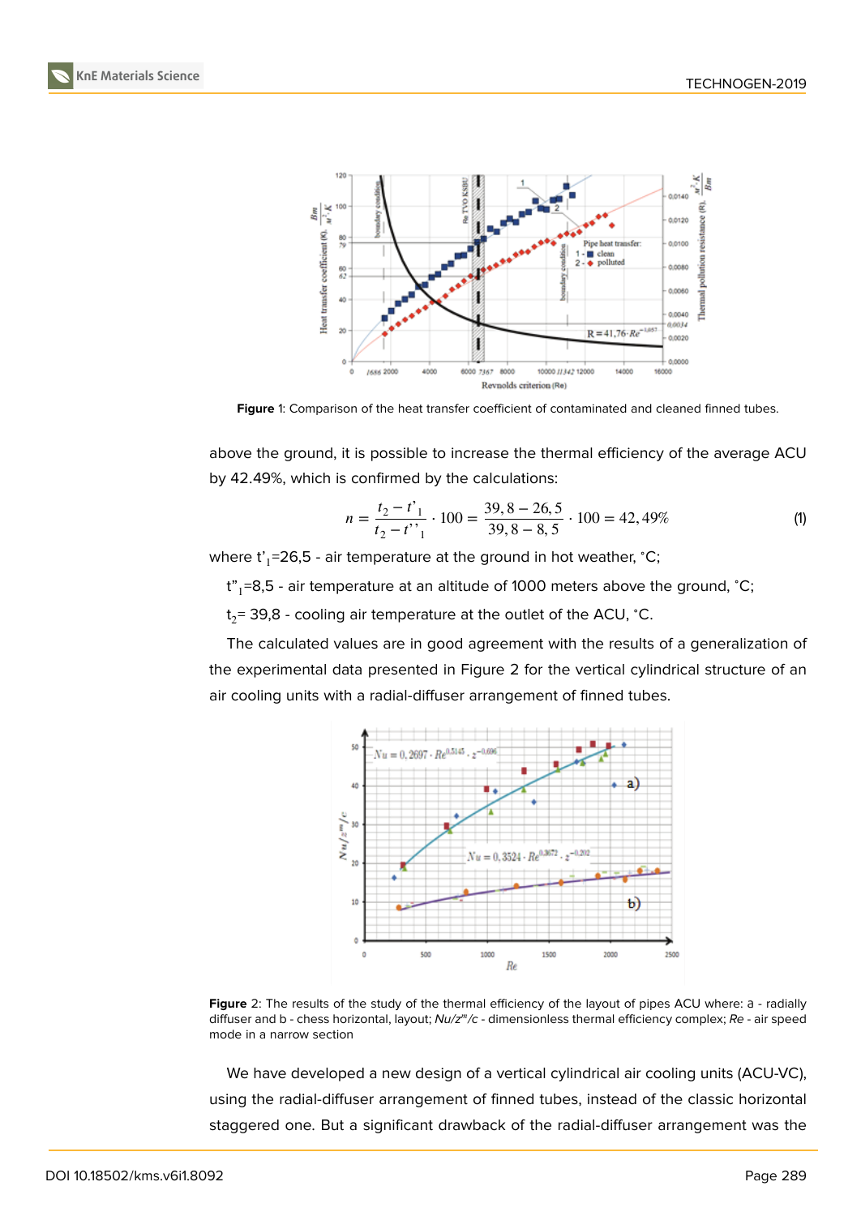Figure 1: Comparison of the heat transfer coefficient of contaminated and cleaned finned tubes.

above the ground, it is possible to increase the thermal efficiency of the average ACU by 42.49%, which is confirmed by the calculations:

$$n = \frac{t_2 - t'_1}{t_2 - t''_1} \cdot 100 = \frac{39,8 - 26,5}{39,8 - 8,5} \cdot 100 = 42,49\% \quad (1)$$

where $t'_1$=26,5 - air temperature at the ground in hot weather, ˚C;

$t''_1$=8,5 - air temperature at an altitude of 1000 meters above the ground, ˚C;

$t_2$= 39,8 - cooling air temperature at the outlet of the ACU, ˚C.

The calculated values are in good agreement with the results of a generalization of the experimental data presented in Figure 2 for the vertical cylindrical structure of an air cooling units with a radial-diffuser arrangement of finned tubes.

**Figure** 2: The results of the study of the thermal efficiency of the layout of pipes ACU where: a - radially diffuser and b - chess horizontal, layout; $Nu/z^m/c$ - dimensionless thermal efficiency complex; $Re$ - air speed mode in a narrow section

We have developed a new design of a vertical cylindrical air cooling units (ACU-VC), using the radial-diffuser arrangement of finned tubes, instead of the classic horizontal staggered one. But a significant drawback of the radial-diffuser arrangement was the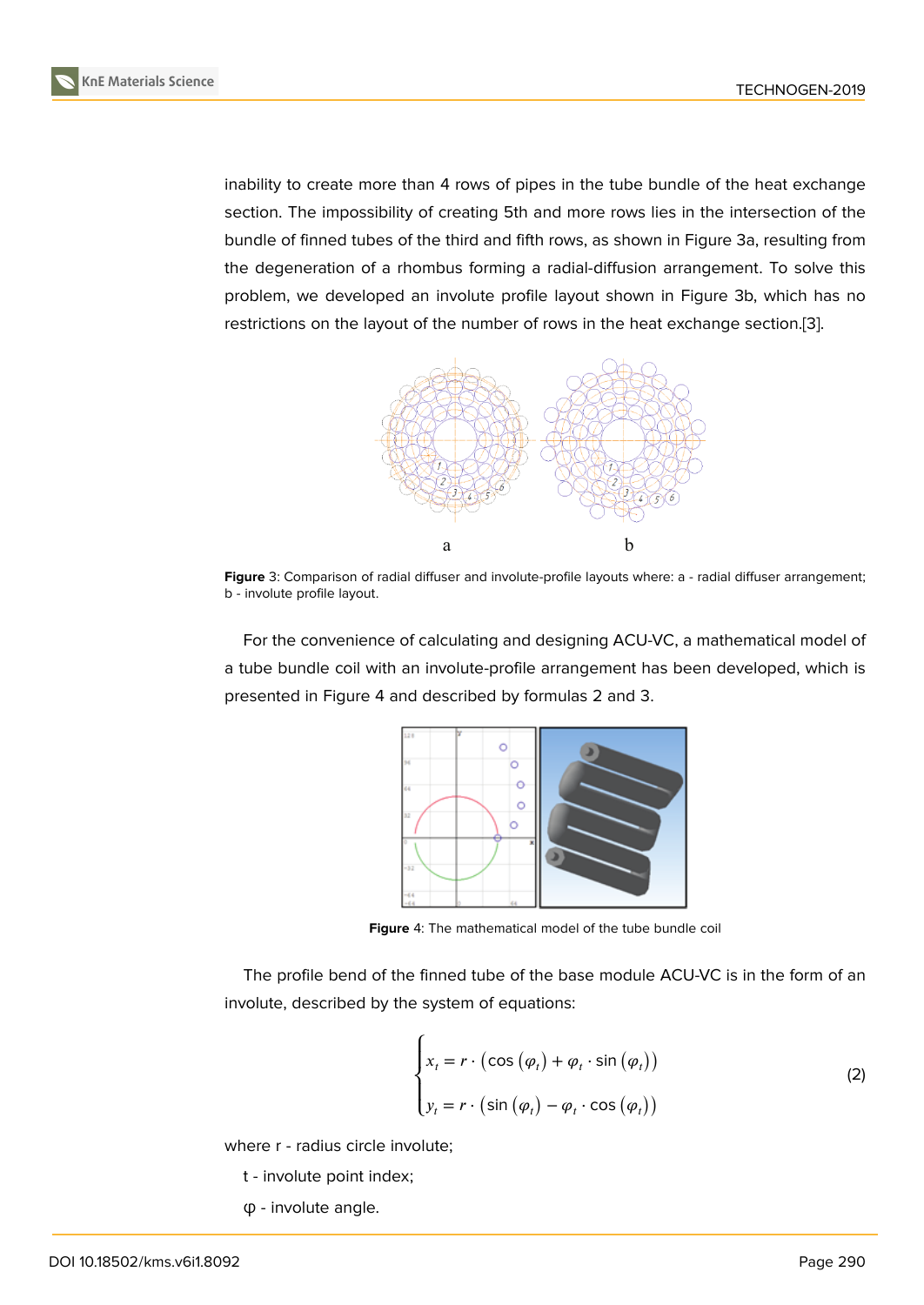inability to create more than 4 rows of pipes in the tube bundle of the heat exchange section. The impossibility of creating 5th and more rows lies in the intersection of the bundle of finned tubes of the third and fifth rows, as shown in Figure 3a, resulting from the degeneration of a rhombus forming a radial-diffusion arrangement. To solve this problem, we developed an involute profile layout shown in Figure 3b, which has no restrictions on the layout of the number of rows in the heat exchange section.[3].

**Figure** 3: Comparison of radial diffuser and involute-profile layouts where: a - radial diffuser arrangement; b - involute profile layout.

For the convenience of calculating and designing ACU-VC, a mathematical model of a tube bundle coil with an involute-profile arrangement has been developed, which is presented in Figure 4 and described by formulas 2 and 3.

**Figure** 4: The mathematical model of the tube bundle coil

The profile bend of the finned tube of the base module ACU-VC is in the form of an involute, described by the system of equations:

$$\begin{cases} x_t = r \cdot \left(\cos\left(\varphi_t\right) + \varphi_t \cdot \sin\left(\varphi_t\right)\right) \\ y_t = r \cdot \left(\sin\left(\varphi_t\right) - \varphi_t \cdot \cos\left(\varphi_t\right)\right) \end{cases} \tag{2}$$

where r - radius circle involute;

t - involute point index;

φ - involute angle.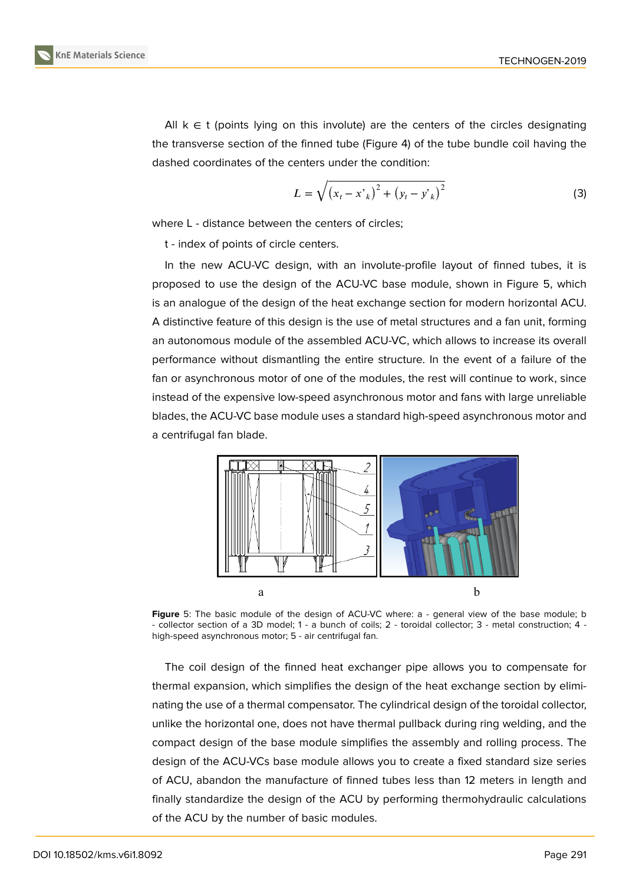All $k \in t$ (points lying on this involute) are the centers of the circles designating the transverse section of the finned tube (Figure 4) of the tube bundle coil having the dashed coordinates of the centers under the condition:

$$L = \sqrt{\left(x_t - x'_k\right)^2 + \left(y_t - y'_k\right)^2} \quad (3)$$

where L - distance between the centers of circles;

t - index of points of circle centers.

In the new ACU-VC design, with an involute-profile layout of finned tubes, it is proposed to use the design of the ACU-VC base module, shown in Figure 5, which is an analogue of the design of the heat exchange section for modern horizontal ACU. A distinctive feature of this design is the use of metal structures and a fan unit, forming an autonomous module of the assembled ACU-VC, which allows to increase its overall performance without dismantling the entire structure. In the event of a failure of the fan or asynchronous motor of one of the modules, the rest will continue to work, since instead of the expensive low-speed asynchronous motor and fans with large unreliable blades, the ACU-VC base module uses a standard high-speed asynchronous motor and a centrifugal fan blade.

**Figure** 5: The basic module of the design of ACU-VC where: a - general view of the base module; b - collector section of a 3D model; 1 - a bunch of coils; 2 - toroidal collector; 3 - metal construction; 4 - high-speed asynchronous motor; 5 - air centrifugal fan.

The coil design of the finned heat exchanger pipe allows you to compensate for thermal expansion, which simplifies the design of the heat exchange section by eliminating the use of a thermal compensator. The cylindrical design of the toroidal collector, unlike the horizontal one, does not have thermal pullback during ring welding, and the compact design of the base module simplifies the assembly and rolling process. The design of the ACU-VCs base module allows you to create a fixed standard size series of ACU, abandon the manufacture of finned tubes less than 12 meters in length and finally standardize the design of the ACU by performing thermohydraulic calculations of the ACU by the number of basic modules.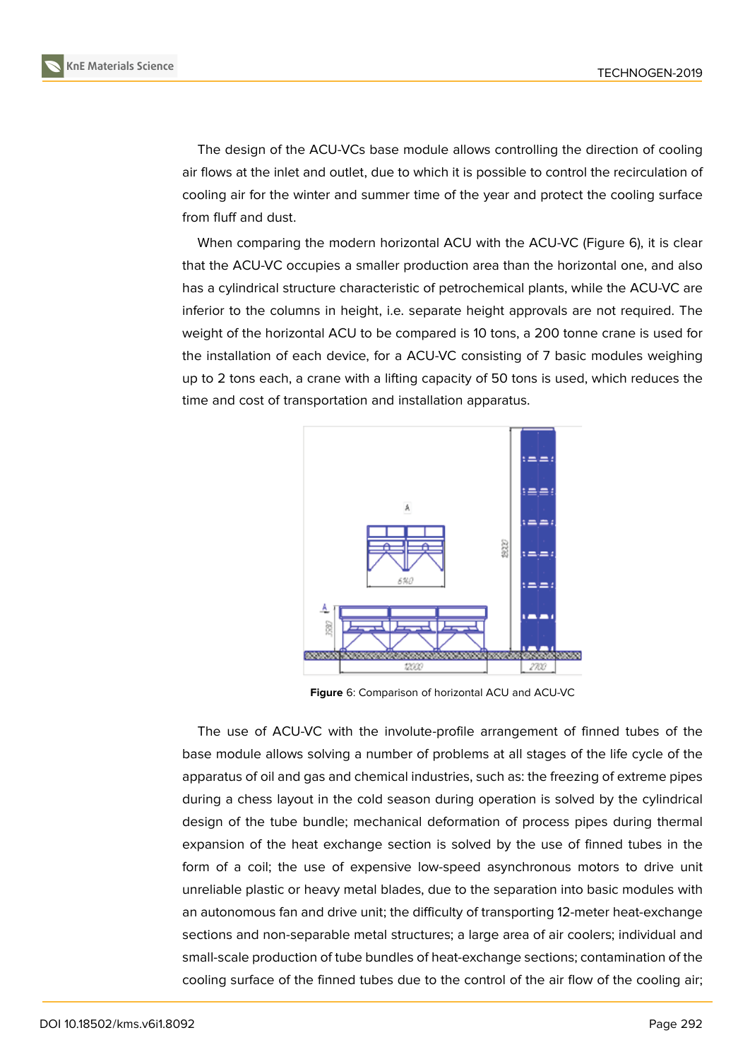The design of the ACU-VCs base module allows controlling the direction of cooling air flows at the inlet and outlet, due to which it is possible to control the recirculation of cooling air for the winter and summer time of the year and protect the cooling surface from fluff and dust.

When comparing the modern horizontal ACU with the ACU-VC (Figure 6), it is clear that the ACU-VC occupies a smaller production area than the horizontal one, and also has a cylindrical structure characteristic of petrochemical plants, while the ACU-VC are inferior to the columns in height, i.e. separate height approvals are not required. The weight of the horizontal ACU to be compared is 10 tons, a 200 tonne crane is used for the installation of each device, for a ACU-VC consisting of 7 basic modules weighing up to 2 tons each, a crane with a lifting capacity of 50 tons is used, which reduces the time and cost of transportation and installation apparatus.

**Figure** 6: Comparison of horizontal ACU and ACU-VC

The use of ACU-VC with the involute-profile arrangement of finned tubes of the base module allows solving a number of problems at all stages of the life cycle of the apparatus of oil and gas and chemical industries, such as: the freezing of extreme pipes during a chess layout in the cold season during operation is solved by the cylindrical design of the tube bundle; mechanical deformation of process pipes during thermal expansion of the heat exchange section is solved by the use of finned tubes in the form of a coil; the use of expensive low-speed asynchronous motors to drive unit unreliable plastic or heavy metal blades, due to the separation into basic modules with an autonomous fan and drive unit; the difficulty of transporting 12-meter heat-exchange sections and non-separable metal structures; a large area of air coolers; individual and small-scale production of tube bundles of heat-exchange sections; contamination of the cooling surface of the finned tubes due to the control of the air flow of the cooling air;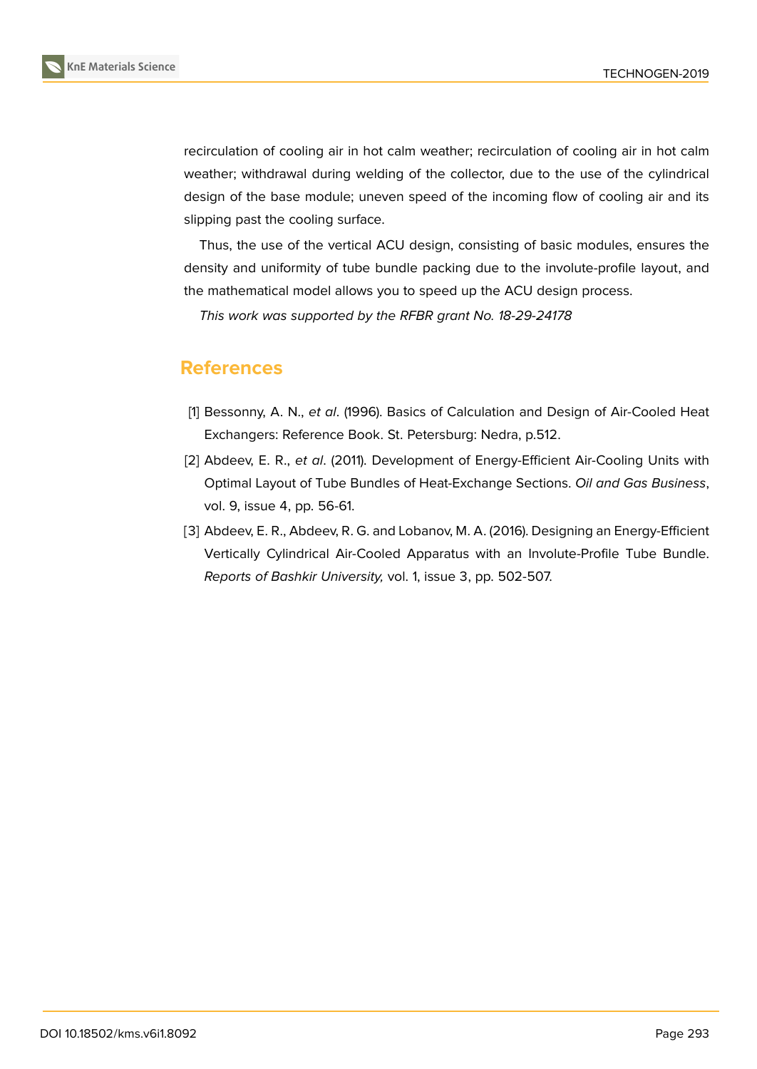recirculation of cooling air in hot calm weather; recirculation of cooling air in hot calm weather; withdrawal during welding of the collector, due to the use of the cylindrical design of the base module; uneven speed of the incoming flow of cooling air and its slipping past the cooling surface.

Thus, the use of the vertical ACU design, consisting of basic modules, ensures the density and uniformity of tube bundle packing due to the involute-profile layout, and the mathematical model allows you to speed up the ACU design process.

*This work was supported by the RFBR grant No. 18-29-24178*

## References

[1] Bessonny, A. N., *et al*. (1996). Basics of Calculation and Design of Air-Cooled Heat Exchangers: Reference Book. St. Petersburg: Nedra, p.512.

[2] Abdeev, E. R., *et al*. (2011). Development of Energy-Efficient Air-Cooling Units with Optimal Layout of Tube Bundles of Heat-Exchange Sections. *Oil and Gas Business*, vol. 9, issue 4, pp. 56-61.

[3] Abdeev, E. R., Abdeev, R. G. and Lobanov, M. A. (2016). Designing an Energy-Efficient Vertically Cylindrical Air-Cooled Apparatus with an Involute-Profile Tube Bundle. *Reports of Bashkir University,* vol. 1, issue 3, pp. 502-507.